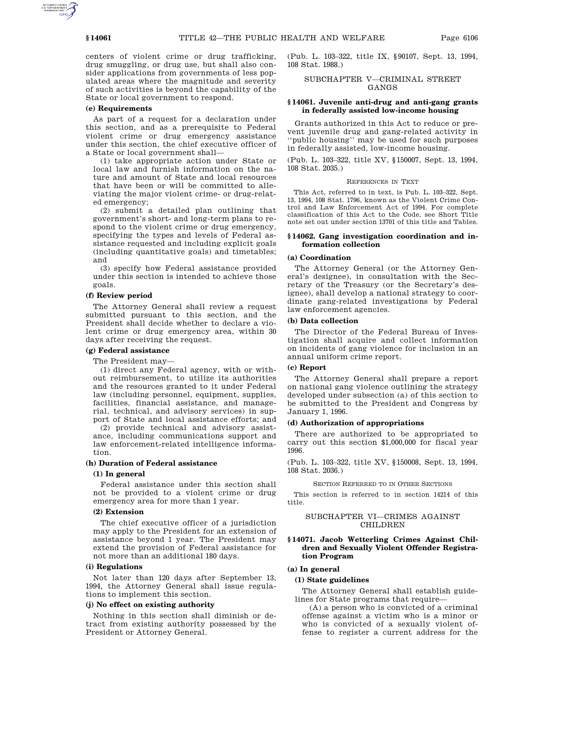centers of violent crime or drug trafficking, drug smuggling, or drug use, but shall also consider applications from governments of less populated areas where the magnitude and severity of such activities is beyond the capability of the State or local government to respond.

**(e) Requirements**

As part of a request for a declaration under this section, and as a prerequisite to Federal violent crime or drug emergency assistance under this section, the chief executive officer of a State or local government shall—

(1) take appropriate action under State or local law and furnish information on the nature and amount of State and local resources that have been or will be committed to alleviating the major violent crime- or drug-related emergency;

(2) submit a detailed plan outlining that government's short- and long-term plans to respond to the violent crime or drug emergency, specifying the types and levels of Federal assistance requested and including explicit goals (including quantitative goals) and timetables; and

(3) specify how Federal assistance provided under this section is intended to achieve those goals.

**(f) Review period**

The Attorney General shall review a request submitted pursuant to this section, and the President shall decide whether to declare a violent crime or drug emergency area, within 30 days after receiving the request.

**(g) Federal assistance**

The President may—

(1) direct any Federal agency, with or without reimbursement, to utilize its authorities and the resources granted to it under Federal law (including personnel, equipment, supplies, facilities, financial assistance, and managerial, technical, and advisory services) in support of State and local assistance efforts; and

(2) provide technical and advisory assistance, including communications support and law enforcement-related intelligence information.

**(h) Duration of Federal assistance**

**(1) In general**

Federal assistance under this section shall not be provided to a violent crime or drug emergency area for more than 1 year.

**(2) Extension**

The chief executive officer of a jurisdiction may apply to the President for an extension of assistance beyond 1 year. The President may extend the provision of Federal assistance for not more than an additional 180 days.

**(i) Regulations**

Not later than 120 days after September 13, 1994, the Attorney General shall issue regulations to implement this section.

**(j) No effect on existing authority**

Nothing in this section shall diminish or detract from existing authority possessed by the President or Attorney General.

(Pub. L. 103–322, title IX, §90107, Sept. 13, 1994, 108 Stat. 1988.)

## SUBCHAPTER V—CRIMINAL STREET GANGS

### §14061. Juvenile anti-drug and anti-gang grants in federally assisted low-income housing

Grants authorized in this Act to reduce or prevent juvenile drug and gang-related activity in ''public housing'' may be used for such purposes in federally assisted, low-income housing.

(Pub. L. 103–322, title XV, §150007, Sept. 13, 1994, 108 Stat. 2035.)

REFERENCES IN TEXT

This Act, referred to in text, is Pub. L. 103–322, Sept. 13, 1994, 108 Stat. 1796, known as the Violent Crime Control and Law Enforcement Act of 1994. For complete classification of this Act to the Code, see Short Title note set out under section 13701 of this title and Tables.

### §14062. Gang investigation coordination and information collection

**(a) Coordination**

The Attorney General (or the Attorney General's designee), in consultation with the Secretary of the Treasury (or the Secretary's designee), shall develop a national strategy to coordinate gang-related investigations by Federal law enforcement agencies.

**(b) Data collection**

The Director of the Federal Bureau of Investigation shall acquire and collect information on incidents of gang violence for inclusion in an annual uniform crime report.

**(c) Report**

The Attorney General shall prepare a report on national gang violence outlining the strategy developed under subsection (a) of this section to be submitted to the President and Congress by January 1, 1996.

**(d) Authorization of appropriations**

There are authorized to be appropriated to carry out this section $1,000,000 for fiscal year 1996.

(Pub. L. 103–322, title XV, §150008, Sept. 13, 1994, 108 Stat. 2036.)

SECTION REFERRED TO IN OTHER SECTIONS

This section is referred to in section 14214 of this title.

## SUBCHAPTER VI—CRIMES AGAINST CHILDREN

### §14071. Jacob Wetterling Crimes Against Children and Sexually Violent Offender Registration Program

**(a) In general**

**(1) State guidelines**

The Attorney General shall establish guidelines for State programs that require—

(A) a person who is convicted of a criminal offense against a victim who is a minor or who is convicted of a sexually violent offense to register a current address for the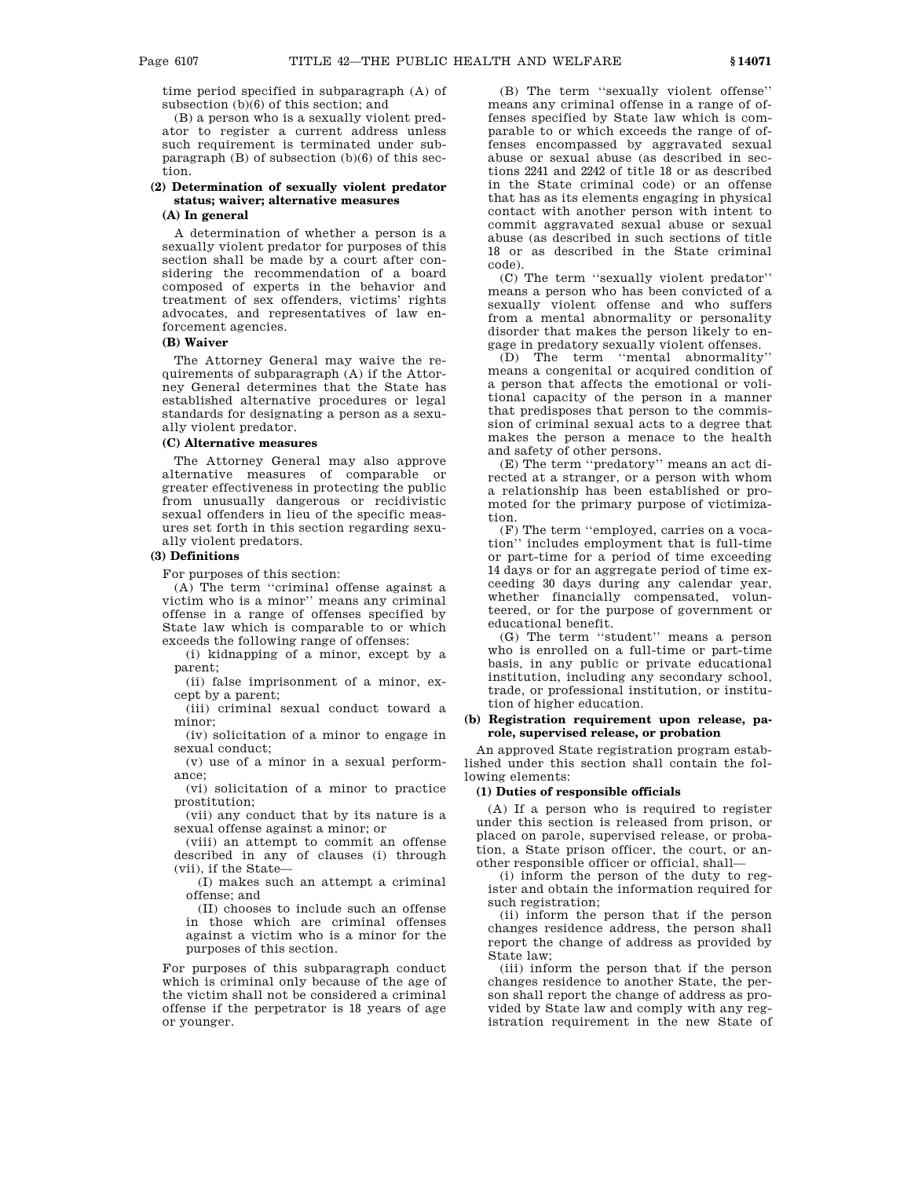time period specified in subparagraph (A) of subsection (b)(6) of this section; and

(B) a person who is a sexually violent predator to register a current address unless such requirement is terminated under subparagraph (B) of subsection (b)(6) of this section.

**(2) Determination of sexually violent predator status; waiver; alternative measures**

**(A) In general**

A determination of whether a person is a sexually violent predator for purposes of this section shall be made by a court after considering the recommendation of a board composed of experts in the behavior and treatment of sex offenders, victims' rights advocates, and representatives of law enforcement agencies.

**(B) Waiver**

The Attorney General may waive the requirements of subparagraph (A) if the Attorney General determines that the State has established alternative procedures or legal standards for designating a person as a sexually violent predator.

**(C) Alternative measures**

The Attorney General may also approve alternative measures of comparable or greater effectiveness in protecting the public from unusually dangerous or recidivistic sexual offenders in lieu of the specific measures set forth in this section regarding sexually violent predators.

**(3) Definitions**

For purposes of this section:

(A) The term ''criminal offense against a victim who is a minor'' means any criminal offense in a range of offenses specified by State law which is comparable to or which exceeds the following range of offenses:

(i) kidnapping of a minor, except by a parent;

(ii) false imprisonment of a minor, except by a parent;

(iii) criminal sexual conduct toward a minor;

(iv) solicitation of a minor to engage in sexual conduct;

(v) use of a minor in a sexual performance;

(vi) solicitation of a minor to practice prostitution;

(vii) any conduct that by its nature is a sexual offense against a minor; or

(viii) an attempt to commit an offense described in any of clauses (i) through (vii), if the State—

(I) makes such an attempt a criminal offense; and

(II) chooses to include such an offense in those which are criminal offenses against a victim who is a minor for the purposes of this section.

For purposes of this subparagraph conduct which is criminal only because of the age of the victim shall not be considered a criminal offense if the perpetrator is 18 years of age or younger.

(B) The term ''sexually violent offense'' means any criminal offense in a range of offenses specified by State law which is comparable to or which exceeds the range of offenses encompassed by aggravated sexual abuse or sexual abuse (as described in sections 2241 and 2242 of title 18 or as described in the State criminal code) or an offense that has as its elements engaging in physical contact with another person with intent to commit aggravated sexual abuse or sexual abuse (as described in such sections of title 18 or as described in the State criminal code).

(C) The term ''sexually violent predator'' means a person who has been convicted of a sexually violent offense and who suffers from a mental abnormality or personality disorder that makes the person likely to engage in predatory sexually violent offenses.

(D) The term ''mental abnormality'' means a congenital or acquired condition of a person that affects the emotional or volitional capacity of the person in a manner that predisposes that person to the commission of criminal sexual acts to a degree that makes the person a menace to the health and safety of other persons.

(E) The term ''predatory'' means an act directed at a stranger, or a person with whom a relationship has been established or promoted for the primary purpose of victimization.

(F) The term ''employed, carries on a vocation'' includes employment that is full-time or part-time for a period of time exceeding 14 days or for an aggregate period of time exceeding 30 days during any calendar year, whether financially compensated, volunteered, or for the purpose of government or educational benefit.

(G) The term ''student'' means a person who is enrolled on a full-time or part-time basis, in any public or private educational institution, including any secondary school, trade, or professional institution, or institution of higher education.

**(b) Registration requirement upon release, parole, supervised release, or probation**

An approved State registration program established under this section shall contain the following elements:

**(1) Duties of responsible officials**

(A) If a person who is required to register under this section is released from prison, or placed on parole, supervised release, or probation, a State prison officer, the court, or another responsible officer or official, shall—

(i) inform the person of the duty to register and obtain the information required for such registration;

(ii) inform the person that if the person changes residence address, the person shall report the change of address as provided by State law;

(iii) inform the person that if the person changes residence to another State, the person shall report the change of address as provided by State law and comply with any registration requirement in the new State of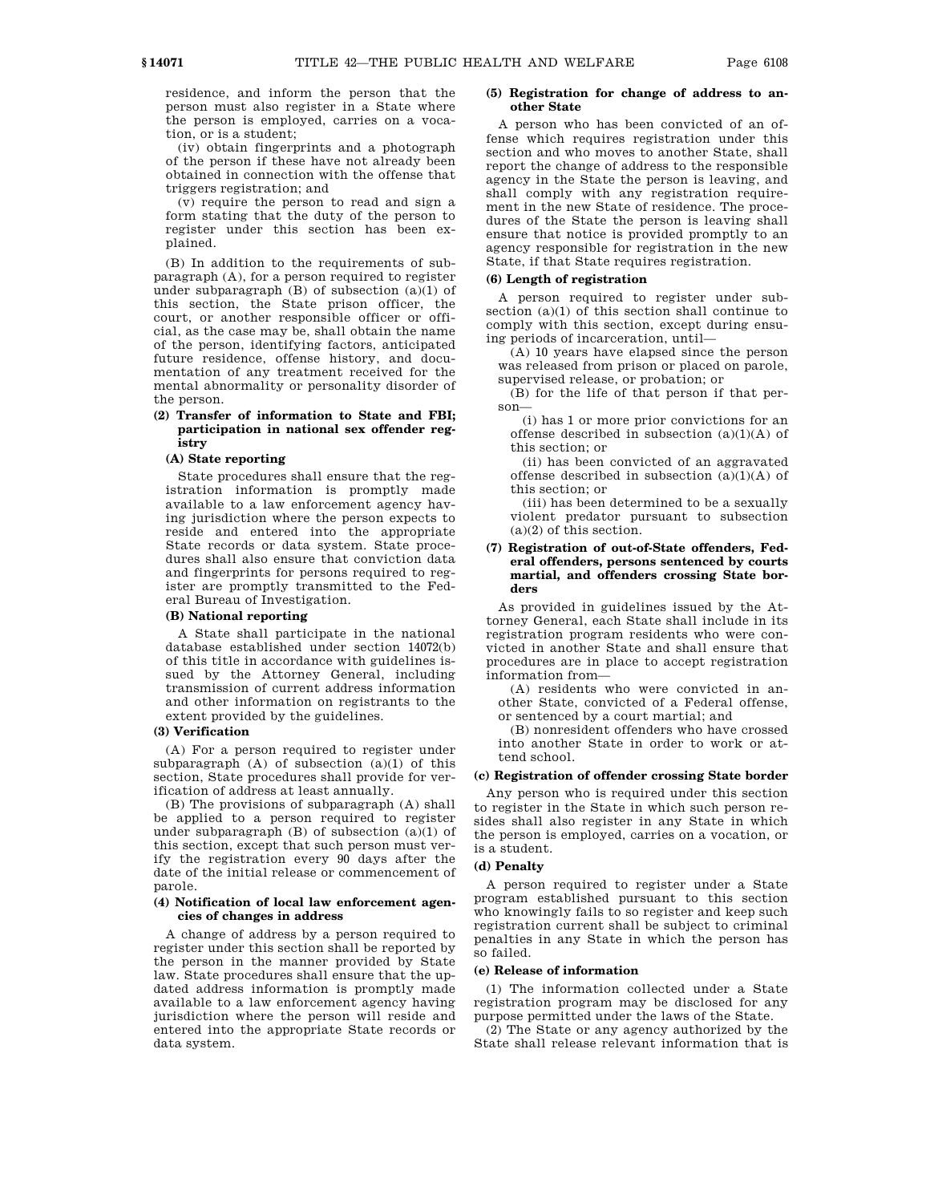residence, and inform the person that the person must also register in a State where the person is employed, carries on a vocation, or is a student;

(iv) obtain fingerprints and a photograph of the person if these have not already been obtained in connection with the offense that triggers registration; and

(v) require the person to read and sign a form stating that the duty of the person to register under this section has been explained.

(B) In addition to the requirements of subparagraph (A), for a person required to register under subparagraph (B) of subsection (a)(1) of this section, the State prison officer, the court, or another responsible officer or official, as the case may be, shall obtain the name of the person, identifying factors, anticipated future residence, offense history, and documentation of any treatment received for the mental abnormality or personality disorder of the person.

#### (2) Transfer of information to State and FBI; participation in national sex offender registry

##### (A) State reporting

State procedures shall ensure that the registration information is promptly made available to a law enforcement agency having jurisdiction where the person expects to reside and entered into the appropriate State records or data system. State procedures shall also ensure that conviction data and fingerprints for persons required to register are promptly transmitted to the Federal Bureau of Investigation.

##### (B) National reporting

A State shall participate in the national database established under section 14072(b) of this title in accordance with guidelines issued by the Attorney General, including transmission of current address information and other information on registrants to the extent provided by the guidelines.

#### (3) Verification

(A) For a person required to register under subparagraph (A) of subsection (a)(1) of this section, State procedures shall provide for verification of address at least annually.

(B) The provisions of subparagraph (A) shall be applied to a person required to register under subparagraph (B) of subsection (a)(1) of this section, except that such person must verify the registration every 90 days after the date of the initial release or commencement of parole.

#### (4) Notification of local law enforcement agencies of changes in address

A change of address by a person required to register under this section shall be reported by the person in the manner provided by State law. State procedures shall ensure that the updated address information is promptly made available to a law enforcement agency having jurisdiction where the person will reside and entered into the appropriate State records or data system.

#### (5) Registration for change of address to another State

A person who has been convicted of an offense which requires registration under this section and who moves to another State, shall report the change of address to the responsible agency in the State the person is leaving, and shall comply with any registration requirement in the new State of residence. The procedures of the State the person is leaving shall ensure that notice is provided promptly to an agency responsible for registration in the new State, if that State requires registration.

#### (6) Length of registration

A person required to register under subsection (a)(1) of this section shall continue to comply with this section, except during ensuing periods of incarceration, until—

(A) 10 years have elapsed since the person was released from prison or placed on parole, supervised release, or probation; or

(B) for the life of that person if that person—

(i) has 1 or more prior convictions for an offense described in subsection (a)(1)(A) of this section; or

(ii) has been convicted of an aggravated offense described in subsection (a)(1)(A) of this section; or

(iii) has been determined to be a sexually violent predator pursuant to subsection (a)(2) of this section.

#### (7) Registration of out-of-State offenders, Federal offenders, persons sentenced by courts martial, and offenders crossing State borders

As provided in guidelines issued by the Attorney General, each State shall include in its registration program residents who were convicted in another State and shall ensure that procedures are in place to accept registration information from—

(A) residents who were convicted in another State, convicted of a Federal offense, or sentenced by a court martial; and

(B) nonresident offenders who have crossed into another State in order to work or attend school.

### (c) Registration of offender crossing State border

Any person who is required under this section to register in the State in which such person resides shall also register in any State in which the person is employed, carries on a vocation, or is a student.

### (d) Penalty

A person required to register under a State program established pursuant to this section who knowingly fails to so register and keep such registration current shall be subject to criminal penalties in any State in which the person has so failed.

### (e) Release of information

(1) The information collected under a State registration program may be disclosed for any purpose permitted under the laws of the State.

(2) The State or any agency authorized by the State shall release relevant information that is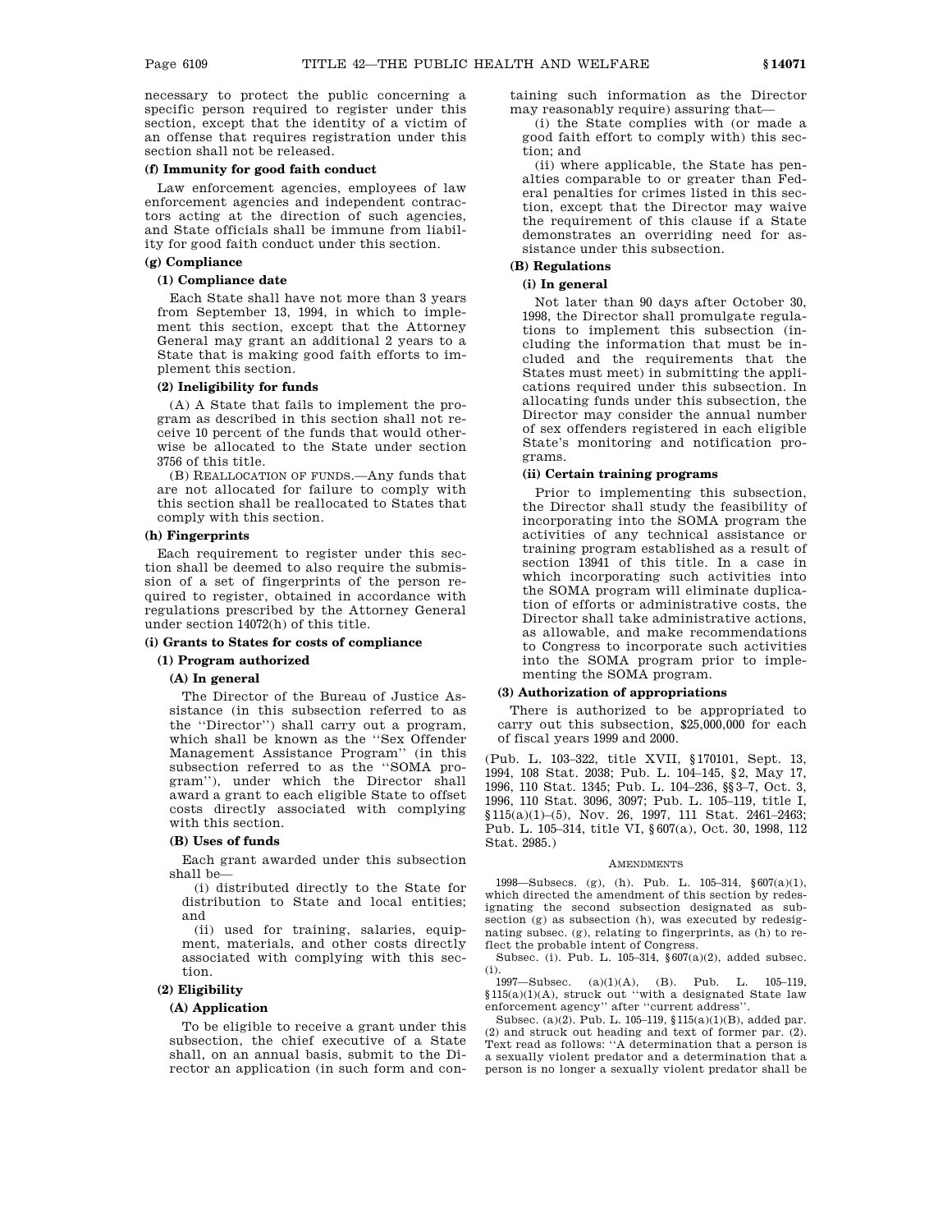necessary to protect the public concerning a specific person required to register under this section, except that the identity of a victim of an offense that requires registration under this section shall not be released.

**(f) Immunity for good faith conduct**

Law enforcement agencies, employees of law enforcement agencies and independent contractors acting at the direction of such agencies, and State officials shall be immune from liability for good faith conduct under this section.

**(g) Compliance**

**(1) Compliance date**

Each State shall have not more than 3 years from September 13, 1994, in which to implement this section, except that the Attorney General may grant an additional 2 years to a State that is making good faith efforts to implement this section.

**(2) Ineligibility for funds**

(A) A State that fails to implement the program as described in this section shall not receive 10 percent of the funds that would otherwise be allocated to the State under section 3756 of this title.

(B) REALLOCATION OF FUNDS.—Any funds that are not allocated for failure to comply with this section shall be reallocated to States that comply with this section.

**(h) Fingerprints**

Each requirement to register under this section shall be deemed to also require the submission of a set of fingerprints of the person required to register, obtained in accordance with regulations prescribed by the Attorney General under section 14072(h) of this title.

**(i) Grants to States for costs of compliance**

**(1) Program authorized**

**(A) In general**

The Director of the Bureau of Justice Assistance (in this subsection referred to as the "Director") shall carry out a program, which shall be known as the "Sex Offender Management Assistance Program" (in this subsection referred to as the "SOMA program"), under which the Director shall award a grant to each eligible State to offset costs directly associated with complying with this section.

**(B) Uses of funds**

Each grant awarded under this subsection shall be—

(i) distributed directly to the State for distribution to State and local entities; and

(ii) used for training, salaries, equipment, materials, and other costs directly associated with complying with this section.

**(2) Eligibility**

**(A) Application**

To be eligible to receive a grant under this subsection, the chief executive of a State shall, on an annual basis, submit to the Director an application (in such form and containing such information as the Director may reasonably require) assuring that—

(i) the State complies with (or made a good faith effort to comply with) this section; and

(ii) where applicable, the State has penalties comparable to or greater than Federal penalties for crimes listed in this section, except that the Director may waive the requirement of this clause if a State demonstrates an overriding need for assistance under this subsection.

**(B) Regulations**

**(i) In general**

Not later than 90 days after October 30, 1998, the Director shall promulgate regulations to implement this subsection (including the information that must be included and the requirements that the States must meet) in submitting the applications required under this subsection. In allocating funds under this subsection, the Director may consider the annual number of sex offenders registered in each eligible State's monitoring and notification programs.

**(ii) Certain training programs**

Prior to implementing this subsection, the Director shall study the feasibility of incorporating into the SOMA program the activities of any technical assistance or training program established as a result of section 13941 of this title. In a case in which incorporating such activities into the SOMA program will eliminate duplication of efforts or administrative costs, the Director shall take administrative actions, as allowable, and make recommendations to Congress to incorporate such activities into the SOMA program prior to implementing the SOMA program.

**(3) Authorization of appropriations**

There is authorized to be appropriated to carry out this subsection, $25,000,000 for each of fiscal years 1999 and 2000.

(Pub. L. 103–322, title XVII, §170101, Sept. 13, 1994, 108 Stat. 2038; Pub. L. 104–145, §2, May 17, 1996, 110 Stat. 1345; Pub. L. 104–236, §§3–7, Oct. 3, 1996, 110 Stat. 3096, 3097; Pub. L. 105–119, title I, §115(a)(1)–(5), Nov. 26, 1997, 111 Stat. 2461–2463; Pub. L. 105–314, title VI, §607(a), Oct. 30, 1998, 112 Stat. 2985.)

AMENDMENTS

1998—Subsecs. (g), (h). Pub. L. 105–314, §607(a)(1), which directed the amendment of this section by redesignating the second subsection designated as subsection (g) as subsection (h), was executed by redesignating subsec. (g), relating to fingerprints, as (h) to reflect the probable intent of Congress.

Subsec. (i). Pub. L. 105–314, §607(a)(2), added subsec. (i).

1997—Subsec. (a)(1)(A), (B). Pub. L. 105–119, §115(a)(1)(A), struck out "with a designated State law enforcement agency" after "current address".

Subsec. (a)(2). Pub. L. 105–119, §115(a)(1)(B), added par. (2) and struck out heading and text of former par. (2). Text read as follows: "A determination that a person is a sexually violent predator and a determination that a person is no longer a sexually violent predator shall be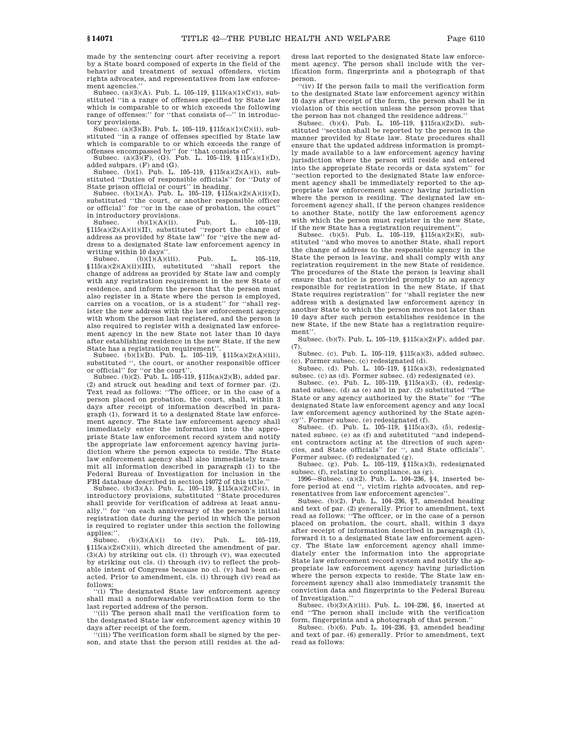made by the sentencing court after receiving a report by a State board composed of experts in the field of the behavior and treatment of sexual offenders, victim rights advocates, and representatives from law enforcement agencies.''

Subsec. (a)(3)(A). Pub. L. 105–119, §115(a)(1)(C)(i), substituted ''in a range of offenses specified by State law which is comparable to or which exceeds the following range of offenses:'' for ''that consists of—'' in introductory provisions.

Subsec. (a)(3)(B). Pub. L. 105–119, §115(a)(1)(C)(ii), substituted ''in a range of offenses specified by State law which is comparable to or which exceeds the range of offenses encompassed by'' for ''that consists of''.

Subsec. (a)(3)(F), (G). Pub. L. 105–119, §115(a)(1)(D), added subpars. (F) and (G).

Subsec. (b)(1). Pub. L. 105–119, §115(a)(2)(A)(i), substituted ''Duties of responsible officials'' for ''Duty of State prison official or court'' in heading.

Subsec. (b)(1)(A). Pub. L. 105–119, §115(a)(2)(A)(ii)(I), substituted ''the court, or another responsible officer or official'' for ''or in the case of probation, the court'' in introductory provisions.

Subsec. (b)(1)(A)(ii). Pub. L. 105–119, §115(a)(2)(A)(ii)(II), substituted ''report the change of address as provided by State law'' for ''give the new address to a designated State law enforcement agency in writing within 10 days''.

Subsec. (b)(1)(A)(iii). Pub. L. 105–119, §115(a)(2)(A)(ii)(III), substituted ''shall report the change of address as provided by State law and comply with any registration requirement in the new State of residence, and inform the person that the person must also register in a State where the person is employed, carries on a vocation, or is a student'' for ''shall register the new address with the law enforcement agency with whom the person last registered, and the person is also required to register with a designated law enforcement agency in the new State not later than 10 days after establishing residence in the new State, if the new State has a registration requirement''.

Subsec. (b)(1)(B). Pub. L. 105–119, §115(a)(2)(A)(iii), substituted '', the court, or another responsible officer or official'' for ''or the court''.

Subsec. (b)(2). Pub. L. 105–119, §115(a)(2)(B), added par. (2) and struck out heading and text of former par. (2). Text read as follows: ''The officer, or in the case of a person placed on probation, the court, shall, within 3 days after receipt of information described in paragraph (1), forward it to a designated State law enforcement agency. The State law enforcement agency shall immediately enter the information into the appropriate State law enforcement record system and notify the appropriate law enforcement agency having jurisdiction where the person expects to reside. The State law enforcement agency shall also immediately transmit all information described in paragraph (1) to the Federal Bureau of Investigation for inclusion in the FBI database described in section 14072 of this title.''

Subsec. (b)(3)(A). Pub. L. 105–119, §115(a)(2)(C)(i), in introductory provisions, substituted ''State procedures shall provide for verification of address at least annually.'' for ''on each anniversary of the person's initial registration date during the period in which the person is required to register under this section the following applies:''.

Subsec. (b)(3)(A)(i) to (iv). Pub. L. 105–119, §115(a)(2)(C)(ii), which directed the amendment of par. (3)(A) by striking out cls. (i) through (v), was executed by striking out cls. (i) through (iv) to reflect the probable intent of Congress because no cl. (v) had been enacted. Prior to amendment, cls. (i) through (iv) read as follows:

''(i) The designated State law enforcement agency shall mail a nonforwardable verification form to the last reported address of the person.

''(ii) The person shall mail the verification form to the designated State law enforcement agency within 10 days after receipt of the form.

''(iii) The verification form shall be signed by the person, and state that the person still resides at the address last reported to the designated State law enforcement agency. The person shall include with the verification form, fingerprints and a photograph of that person.

''(iv) If the person fails to mail the verification form to the designated State law enforcement agency within 10 days after receipt of the form, the person shall be in violation of this section unless the person proves that the person has not changed the residence address.''

Subsec. (b)(4). Pub. L. 105–119, §115(a)(2)(D), substituted ''section shall be reported by the person in the manner provided by State law. State procedures shall ensure that the updated address information is promptly made available to a law enforcement agency having jurisdiction where the person will reside and entered into the appropriate State records or data system'' for ''section reported to the designated State law enforcement agency shall be immediately reported to the appropriate law enforcement agency having jurisdiction where the person is residing. The designated law enforcement agency shall, if the person changes residence to another State, notify the law enforcement agency with which the person must register in the new State, if the new State has a registration requirement''.

Subsec. (b)(5). Pub. L. 105–119, §115(a)(2)(E), substituted ''and who moves to another State, shall report the change of address to the responsible agency in the State the person is leaving, and shall comply with any registration requirement in the new State of residence. The procedures of the State the person is leaving shall ensure that notice is provided promptly to an agency responsible for registration in the new State, if that State requires registration'' for ''shall register the new address with a designated law enforcement agency in another State to which the person moves not later than 10 days after such person establishes residence in the new State, if the new State has a registration requirement''.

Subsec. (b)(7). Pub. L. 105–119, §115(a)(2)(F), added par. (7).

Subsec. (c). Pub. L. 105–119, §115(a)(3), added subsec. (c). Former subsec. (c) redesignated (d).

Subsec. (d). Pub. L. 105–119, §115(a)(3), redesignated subsec. (c) as (d). Former subsec. (d) redesignated (e).

Subsec. (e). Pub. L. 105–119, §115(a)(3), (4), redesignated subsec. (d) as (e) and in par. (2) substituted ''The State or any agency authorized by the State'' for ''The designated State law enforcement agency and any local law enforcement agency authorized by the State agency''. Former subsec. (e) redesignated (f).

Subsec. (f). Pub. L. 105–119, §115(a)(3), (5), redesignated subsec. (e) as (f) and substituted ''and independent contractors acting at the direction of such agencies, and State officials'' for '', and State officials''. Former subsec. (f) redesignated (g).

Subsec. (g). Pub. L. 105–119, §115(a)(3), redesignated subsec. (f), relating to compliance, as (g).

1996—Subsec. (a)(2). Pub. L. 104–236, §4, inserted before period at end '', victim rights advocates, and representatives from law enforcement agencies''.

Subsec. (b)(2). Pub. L. 104–236, §7, amended heading and text of par. (2) generally. Prior to amendment, text read as follows: ''The officer, or in the case of a person placed on probation, the court, shall, within 3 days after receipt of information described in paragraph (1), forward it to a designated State law enforcement agency. The State law enforcement agency shall immediately enter the information into the appropriate State law enforcement record system and notify the appropriate law enforcement agency having jurisdiction where the person expects to reside. The State law enforcement agency shall also immediately transmit the conviction data and fingerprints to the Federal Bureau of Investigation.''

Subsec. (b)(3)(A)(iii). Pub. L. 104–236, §6, inserted at end ''The person shall include with the verification form, fingerprints and a photograph of that person.''

Subsec. (b)(6). Pub. L. 104–236, §3, amended heading and text of par. (6) generally. Prior to amendment, text read as follows: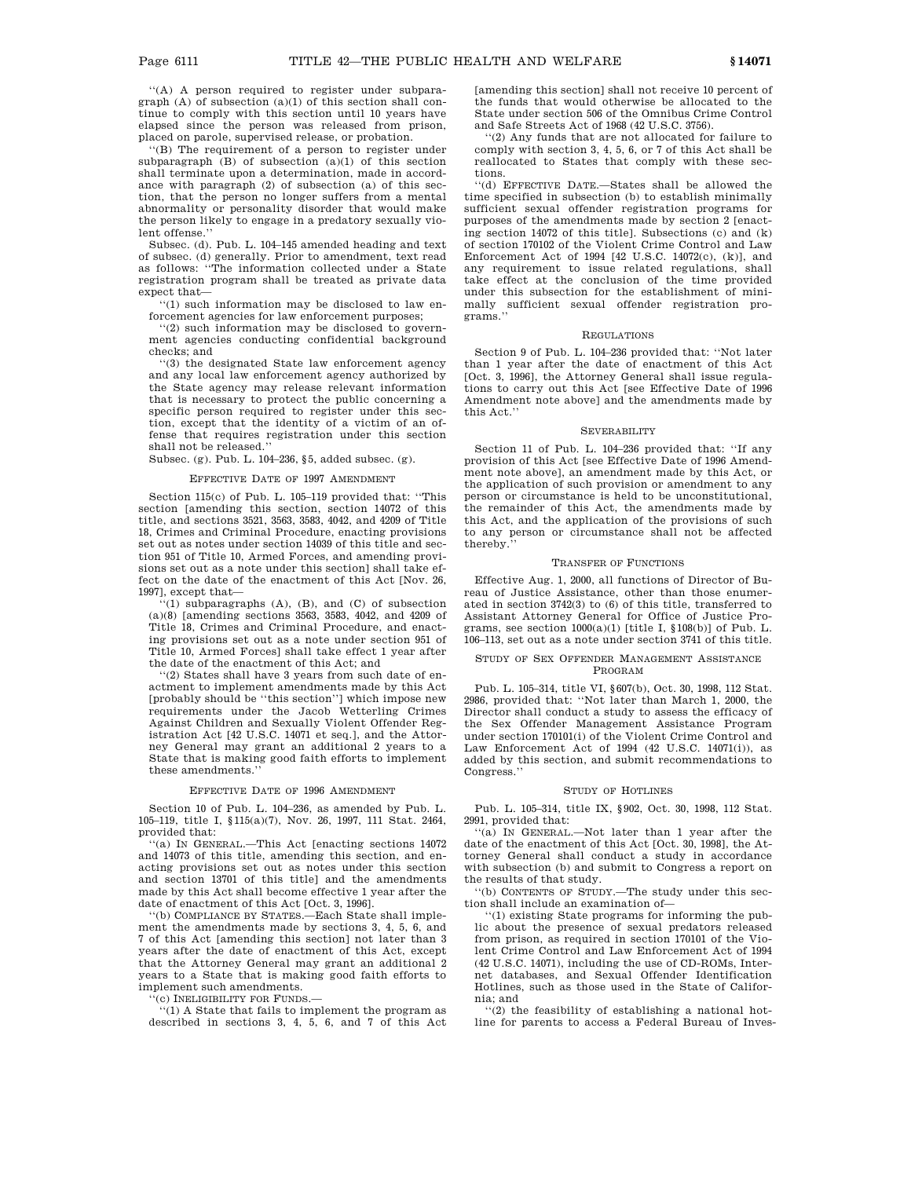"(A) A person required to register under subparagraph (A) of subsection (a)(1) of this section shall continue to comply with this section until 10 years have elapsed since the person was released from prison, placed on parole, supervised release, or probation.

"(B) The requirement of a person to register under subparagraph (B) of subsection (a)(1) of this section shall terminate upon a determination, made in accordance with paragraph (2) of subsection (a) of this section, that the person no longer suffers from a mental abnormality or personality disorder that would make the person likely to engage in a predatory sexually violent offense."

Subsec. (d). Pub. L. 104–145 amended heading and text of subsec. (d) generally. Prior to amendment, text read as follows: "The information collected under a State registration program shall be treated as private data expect that—

"(1) such information may be disclosed to law enforcement agencies for law enforcement purposes;

"(2) such information may be disclosed to government agencies conducting confidential background checks; and

"(3) the designated State law enforcement agency and any local law enforcement agency authorized by the State agency may release relevant information that is necessary to protect the public concerning a specific person required to register under this section, except that the identity of a victim of an offense that requires registration under this section shall not be released."

Subsec. (g). Pub. L. 104–236, §5, added subsec. (g).

### Effective Date of 1997 Amendment

Section 115(c) of Pub. L. 105–119 provided that: "This section [amending this section, section 14072 of this title, and sections 3521, 3563, 3583, 4042, and 4209 of Title 18, Crimes and Criminal Procedure, enacting provisions set out as notes under section 14039 of this title and section 951 of Title 10, Armed Forces, and amending provisions set out as a note under this section] shall take effect on the date of the enactment of this Act [Nov. 26, 1997], except that—

"(1) subparagraphs (A), (B), and (C) of subsection (a)(8) [amending sections 3563, 3583, 4042, and 4209 of Title 18, Crimes and Criminal Procedure, and enacting provisions set out as a note under section 951 of Title 10, Armed Forces] shall take effect 1 year after the date of the enactment of this Act; and

"(2) States shall have 3 years from such date of enactment to implement amendments made by this Act [probably should be "this section"] which impose new requirements under the Jacob Wetterling Crimes Against Children and Sexually Violent Offender Registration Act [42 U.S.C. 14071 et seq.], and the Attorney General may grant an additional 2 years to a State that is making good faith efforts to implement these amendments."

### Effective Date of 1996 Amendment

Section 10 of Pub. L. 104–236, as amended by Pub. L. 105–119, title I, §115(a)(7), Nov. 26, 1997, 111 Stat. 2464, provided that:

"(a) In General.—This Act [enacting sections 14072 and 14073 of this title, amending this section, and enacting provisions set out as notes under this section and section 13701 of this title] and the amendments made by this Act shall become effective 1 year after the date of enactment of this Act [Oct. 3, 1996].

"(b) Compliance by States.—Each State shall implement the amendments made by sections 3, 4, 5, 6, and 7 of this Act [amending this section] not later than 3 years after the date of enactment of this Act, except that the Attorney General may grant an additional 2 years to a State that is making good faith efforts to implement such amendments.

"(c) Ineligibility for Funds.—

"(1) A State that fails to implement the program as described in sections 3, 4, 5, 6, and 7 of this Act [amending this section] shall not receive 10 percent of the funds that would otherwise be allocated to the State under section 506 of the Omnibus Crime Control and Safe Streets Act of 1968 (42 U.S.C. 3756).

"(2) Any funds that are not allocated for failure to comply with section 3, 4, 5, 6, or 7 of this Act shall be reallocated to States that comply with these sections.

"(d) Effective Date.—States shall be allowed the time specified in subsection (b) to establish minimally sufficient sexual offender registration programs for purposes of the amendments made by section 2 [enacting section 14072 of this title]. Subsections (c) and (k) of section 170102 of the Violent Crime Control and Law Enforcement Act of 1994 [42 U.S.C. 14072(c), (k)], and any requirement to issue related regulations, shall take effect at the conclusion of the time provided under this subsection for the establishment of minimally sufficient sexual offender registration programs."

### Regulations

Section 9 of Pub. L. 104–236 provided that: "Not later than 1 year after the date of enactment of this Act [Oct. 3, 1996], the Attorney General shall issue regulations to carry out this Act [see Effective Date of 1996 Amendment note above] and the amendments made by this Act."

### Severability

Section 11 of Pub. L. 104–236 provided that: "If any provision of this Act [see Effective Date of 1996 Amendment note above], an amendment made by this Act, or the application of such provision or amendment to any person or circumstance is held to be unconstitutional, the remainder of this Act, the amendments made by this Act, and the application of the provisions of such to any person or circumstance shall not be affected thereby."

### Transfer of Functions

Effective Aug. 1, 2000, all functions of Director of Bureau of Justice Assistance, other than those enumerated in section 3742(3) to (6) of this title, transferred to Assistant Attorney General for Office of Justice Programs, see section 1000(a)(1) [title I, §108(b)] of Pub. L. 106–113, set out as a note under section 3741 of this title.

### Study of Sex Offender Management Assistance Program

Pub. L. 105–314, title VI, §607(b), Oct. 30, 1998, 112 Stat. 2986, provided that: "Not later than March 1, 2000, the Director shall conduct a study to assess the efficacy of the Sex Offender Management Assistance Program under section 170101(i) of the Violent Crime Control and Law Enforcement Act of 1994 (42 U.S.C. 14071(i)), as added by this section, and submit recommendations to Congress."

### Study of Hotlines

Pub. L. 105–314, title IX, §902, Oct. 30, 1998, 112 Stat. 2991, provided that:

"(a) In General.—Not later than 1 year after the date of the enactment of this Act [Oct. 30, 1998], the Attorney General shall conduct a study in accordance with subsection (b) and submit to Congress a report on the results of that study.

"(b) Contents of Study.—The study under this section shall include an examination of—

"(1) existing State programs for informing the public about the presence of sexual predators released from prison, as required in section 170101 of the Violent Crime Control and Law Enforcement Act of 1994 (42 U.S.C. 14071), including the use of CD-ROMs, Internet databases, and Sexual Offender Identification Hotlines, such as those used in the State of California; and

"(2) the feasibility of establishing a national hotline for parents to access a Federal Bureau of Inves-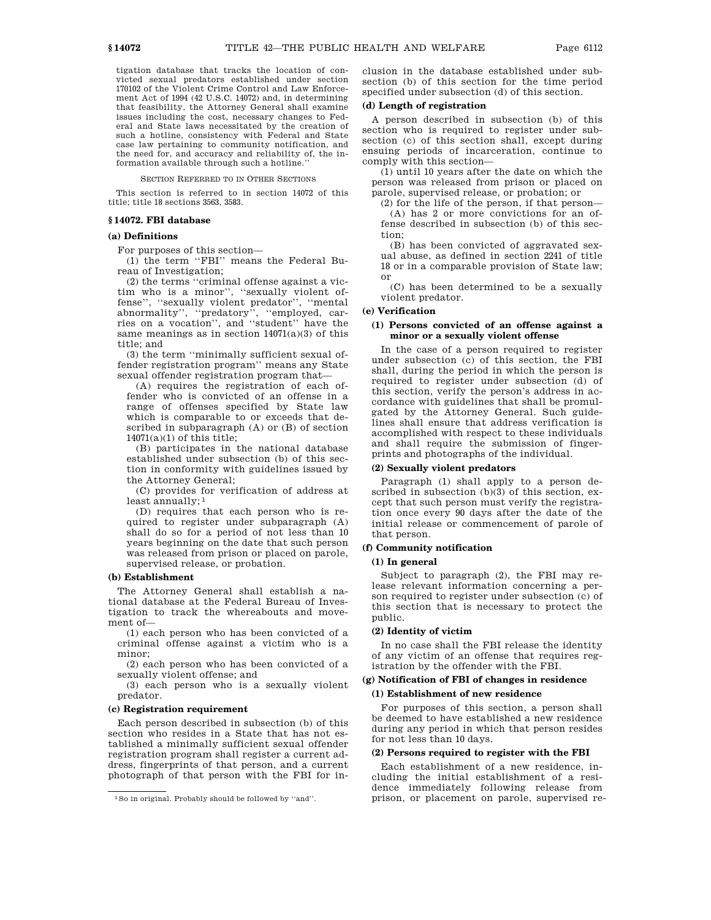tigation database that tracks the location of convicted sexual predators established under section 170102 of the Violent Crime Control and Law Enforcement Act of 1994 (42 U.S.C. 14072) and, in determining that feasibility, the Attorney General shall examine issues including the cost, necessary changes to Federal and State laws necessitated by the creation of such a hotline, consistency with Federal and State case law pertaining to community notification, and the need for, and accuracy and reliability of, the information available through such a hotline.''

SECTION REFERRED TO IN OTHER SECTIONS

This section is referred to in section 14072 of this title; title 18 sections 3563, 3583.

### § 14072. FBI database

#### (a) Definitions

For purposes of this section—

(1) the term ''FBI'' means the Federal Bureau of Investigation;

(2) the terms ''criminal offense against a victim who is a minor'', ''sexually violent offense'', ''sexually violent predator'', ''mental abnormality'', ''predatory'', ''employed, carries on a vocation'', and ''student'' have the same meanings as in section 14071(a)(3) of this title; and

(3) the term ''minimally sufficient sexual offender registration program'' means any State sexual offender registration program that—

(A) requires the registration of each offender who is convicted of an offense in a range of offenses specified by State law which is comparable to or exceeds that described in subparagraph (A) or (B) of section 14071(a)(1) of this title;

(B) participates in the national database established under subsection (b) of this section in conformity with guidelines issued by the Attorney General;

(C) provides for verification of address at least annually;[1]

(D) requires that each person who is required to register under subparagraph (A) shall do so for a period of not less than 10 years beginning on the date that such person was released from prison or placed on parole, supervised release, or probation.

#### (b) Establishment

The Attorney General shall establish a national database at the Federal Bureau of Investigation to track the whereabouts and movement of—

(1) each person who has been convicted of a criminal offense against a victim who is a minor;

(2) each person who has been convicted of a sexually violent offense; and

(3) each person who is a sexually violent predator.

#### (c) Registration requirement

Each person described in subsection (b) of this section who resides in a State that has not established a minimally sufficient sexual offender registration program shall register a current address, fingerprints of that person, and a current photograph of that person with the FBI for inclusion in the database established under subsection (b) of this section for the time period specified under subsection (d) of this section.

#### (d) Length of registration

A person described in subsection (b) of this section who is required to register under subsection (c) of this section shall, except during ensuing periods of incarceration, continue to comply with this section—

(1) until 10 years after the date on which the person was released from prison or placed on parole, supervised release, or probation; or

(2) for the life of the person, if that person—

(A) has 2 or more convictions for an offense described in subsection (b) of this section;

(B) has been convicted of aggravated sexual abuse, as defined in section 2241 of title 18 or in a comparable provision of State law; or

(C) has been determined to be a sexually violent predator.

#### (e) Verification

##### (1) Persons convicted of an offense against a minor or a sexually violent offense

In the case of a person required to register under subsection (c) of this section, the FBI shall, during the period in which the person is required to register under subsection (d) of this section, verify the person's address in accordance with guidelines that shall be promulgated by the Attorney General. Such guidelines shall ensure that address verification is accomplished with respect to these individuals and shall require the submission of fingerprints and photographs of the individual.

##### (2) Sexually violent predators

Paragraph (1) shall apply to a person described in subsection (b)(3) of this section, except that such person must verify the registration once every 90 days after the date of the initial release or commencement of parole of that person.

#### (f) Community notification

##### (1) In general

Subject to paragraph (2), the FBI may release relevant information concerning a person required to register under subsection (c) of this section that is necessary to protect the public.

##### (2) Identity of victim

In no case shall the FBI release the identity of any victim of an offense that requires registration by the offender with the FBI.

#### (g) Notification of FBI of changes in residence

##### (1) Establishment of new residence

For purposes of this section, a person shall be deemed to have established a new residence during any period in which that person resides for not less than 10 days.

##### (2) Persons required to register with the FBI

Each establishment of a new residence, including the initial establishment of a residence immediately following release from prison, or placement on parole, supervised re-

[1] So in original. Probably should be followed by ''and''.